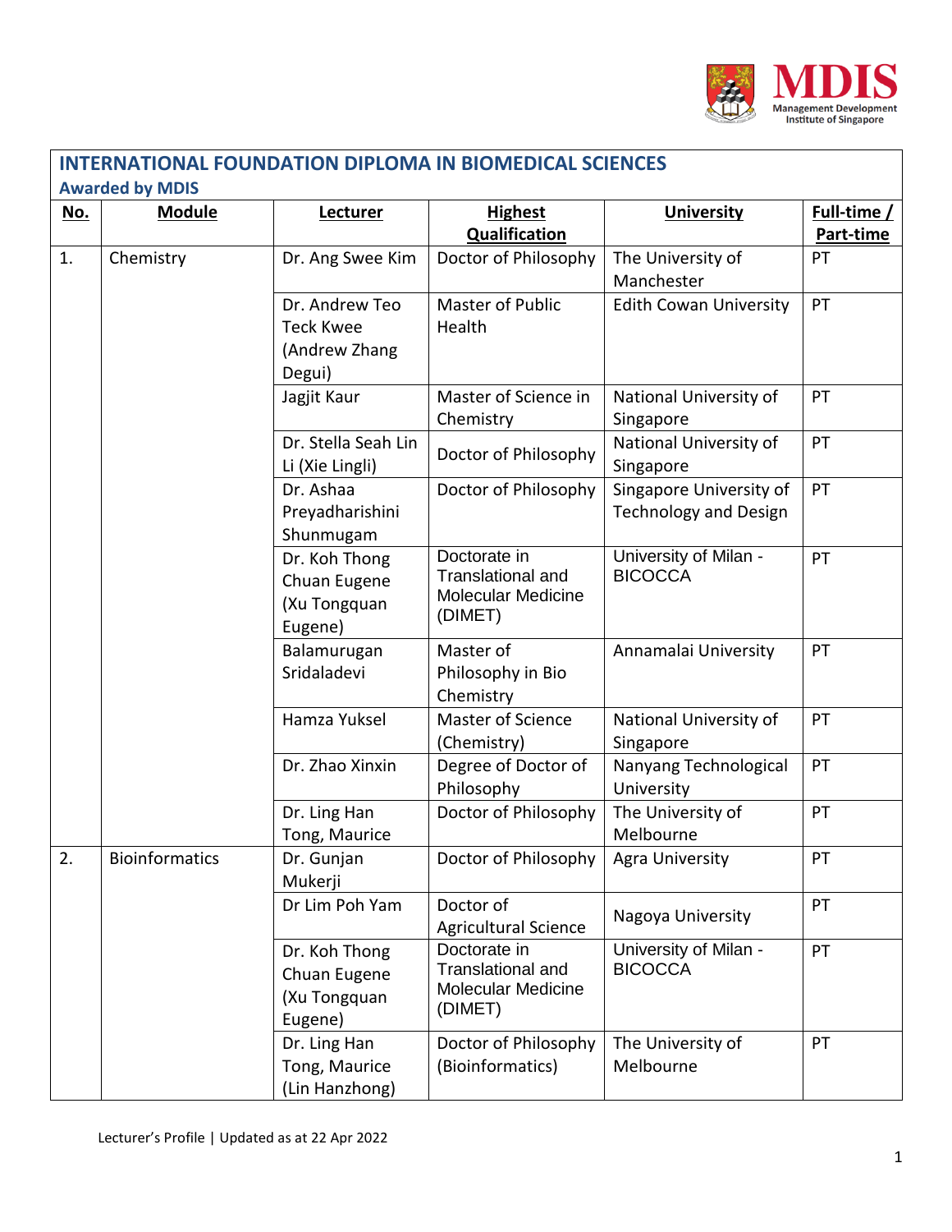## INTERNATIONAL FOUNDATION DIPLOMA IN BIOMEDICAL SCIENCES

### Awarded by MDIS

| No. | Module | Lecturer | Highest Qualification | University | Full-time / Part-time |
|---|---|---|---|---|---|
| 1. | Chemistry | Dr. Ang Swee Kim | Doctor of Philosophy | The University of Manchester | PT |
| | | Dr. Andrew Teo Teck Kwee (Andrew Zhang Degui) | Master of Public Health | Edith Cowan University | PT |
| | | Jagjit Kaur | Master of Science in Chemistry | National University of Singapore | PT |
| | | Dr. Stella Seah Lin Li (Xie Lingli) | Doctor of Philosophy | National University of Singapore | PT |
| | | Dr. Ashaa Preyadharishini Shunmugam | Doctor of Philosophy | Singapore University of Technology and Design | PT |
| | | Dr. Koh Thong Chuan Eugene (Xu Tongquan Eugene) | Doctorate in Translational and Molecular Medicine (DIMET) | University of Milan - BICOCCA | PT |
| | | Balamurugan Sridaladevi | Master of Philosophy in Bio Chemistry | Annamalai University | PT |
| | | Hamza Yuksel | Master of Science (Chemistry) | National University of Singapore | PT |
| | | Dr. Zhao Xinxin | Degree of Doctor of Philosophy | Nanyang Technological University | PT |
| | | Dr. Ling Han Tong, Maurice | Doctor of Philosophy | The University of Melbourne | PT |
| 2. | Bioinformatics | Dr. Gunjan Mukerji | Doctor of Philosophy | Agra University | PT |
| | | Dr Lim Poh Yam | Doctor of Agricultural Science | Nagoya University | PT |
| | | Dr. Koh Thong Chuan Eugene (Xu Tongquan Eugene) | Doctorate in Translational and Molecular Medicine (DIMET) | University of Milan - BICOCCA | PT |
| | | Dr. Ling Han Tong, Maurice (Lin Hanzhong) | Doctor of Philosophy (Bioinformatics) | The University of Melbourne | PT |

Lecturer's Profile | Updated as at 22 Apr 2022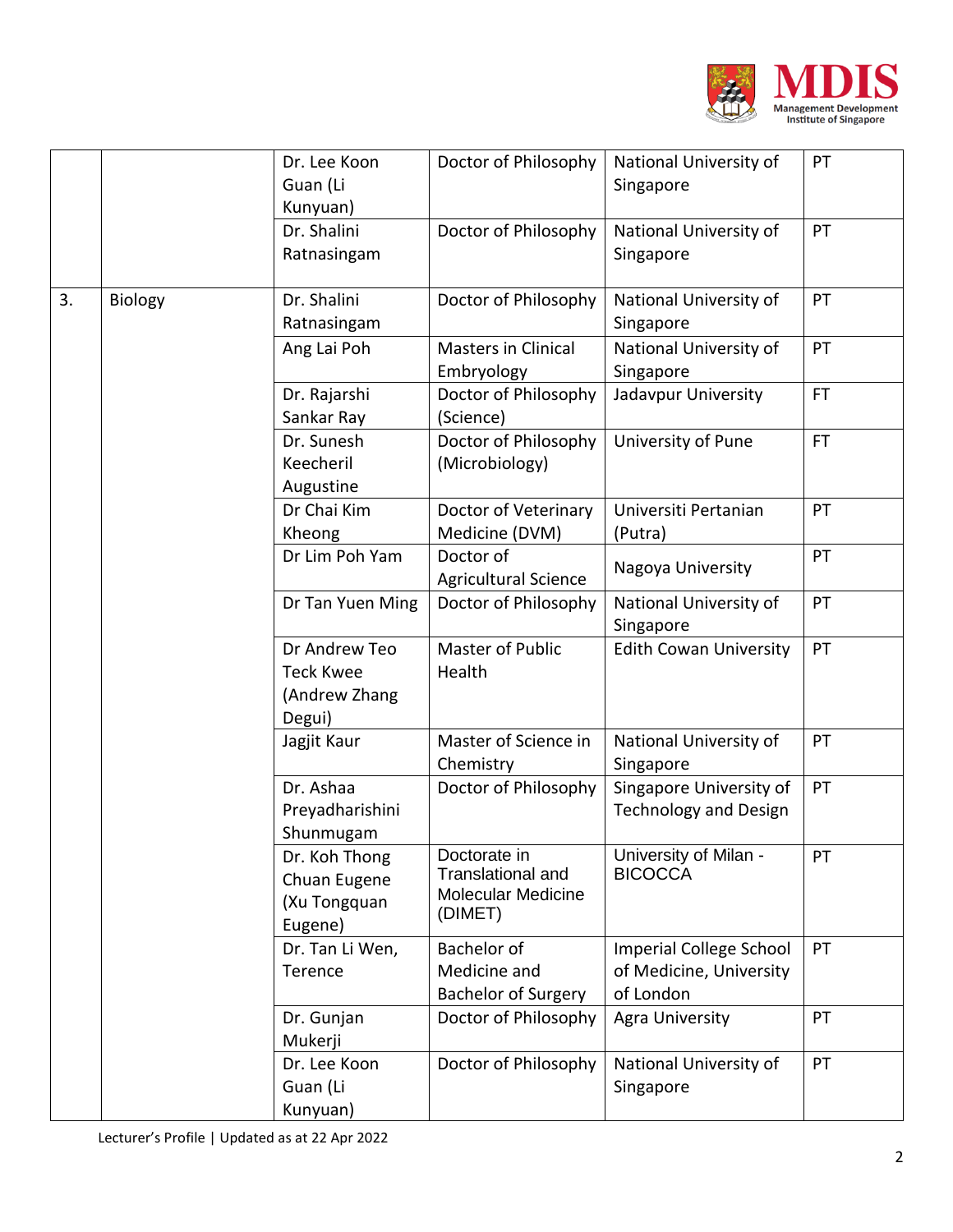| | | | | | |
|---|---|---|---|---|---|
| | | Dr. Lee Koon Guan (Li Kunyuan) | Doctor of Philosophy | National University of Singapore | PT |
| | | Dr. Shalini Ratnasingam | Doctor of Philosophy | National University of Singapore | PT |
| 3. | Biology | Dr. Shalini Ratnasingam | Doctor of Philosophy | National University of Singapore | PT |
| | | Ang Lai Poh | Masters in Clinical Embryology | National University of Singapore | PT |
| | | Dr. Rajarshi Sankar Ray | Doctor of Philosophy (Science) | Jadavpur University | FT |
| | | Dr. Sunesh Keecheril Augustine | Doctor of Philosophy (Microbiology) | University of Pune | FT |
| | | Dr Chai Kim Kheong | Doctor of Veterinary Medicine (DVM) | Universiti Pertanian (Putra) | PT |
| | | Dr Lim Poh Yam | Doctor of Agricultural Science | Nagoya University | PT |
| | | Dr Tan Yuen Ming | Doctor of Philosophy | National University of Singapore | PT |
| | | Dr Andrew Teo Teck Kwee (Andrew Zhang Degui) | Master of Public Health | Edith Cowan University | PT |
| | | Jagjit Kaur | Master of Science in Chemistry | National University of Singapore | PT |
| | | Dr. Ashaa Preyadharishini Shunmugam | Doctor of Philosophy | Singapore University of Technology and Design | PT |
| | | Dr. Koh Thong Chuan Eugene (Xu Tongquan Eugene) | Doctorate in Translational and Molecular Medicine (DIMET) | University of Milan - BICOCCA | PT |
| | | Dr. Tan Li Wen, Terence | Bachelor of Medicine and Bachelor of Surgery | Imperial College School of Medicine, University of London | PT |
| | | Dr. Gunjan Mukerji | Doctor of Philosophy | Agra University | PT |
| | | Dr. Lee Koon Guan (Li Kunyuan) | Doctor of Philosophy | National University of Singapore | PT |

Lecturer's Profile | Updated as at 22 Apr 2022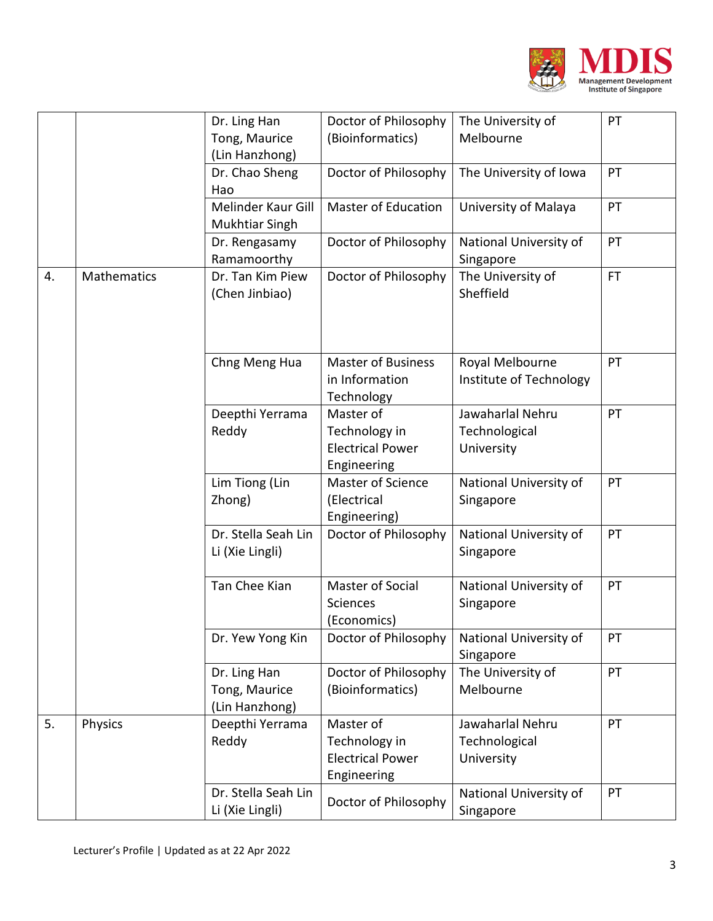| | | | | | |
|---|---|---|---|---|---|
| | | Dr. Ling Han Tong, Maurice (Lin Hanzhong) | Doctor of Philosophy (Bioinformatics) | The University of Melbourne | PT |
| | | Dr. Chao Sheng Hao | Doctor of Philosophy | The University of Iowa | PT |
| | | Melinder Kaur Gill Mukhtiar Singh | Master of Education | University of Malaya | PT |
| | | Dr. Rengasamy Ramamoorthy | Doctor of Philosophy | National University of Singapore | PT |
| 4. | Mathematics | Dr. Tan Kim Piew (Chen Jinbiao) | Doctor of Philosophy | The University of Sheffield | FT |
| | | Chng Meng Hua | Master of Business in Information Technology | Royal Melbourne Institute of Technology | PT |
| | | Deepthi Yerrama Reddy | Master of Technology in Electrical Power Engineering | Jawaharlal Nehru Technological University | PT |
| | | Lim Tiong (Lin Zhong) | Master of Science (Electrical Engineering) | National University of Singapore | PT |
| | | Dr. Stella Seah Lin Li (Xie Lingli) | Doctor of Philosophy | National University of Singapore | PT |
| | | Tan Chee Kian | Master of Social Sciences (Economics) | National University of Singapore | PT |
| | | Dr. Yew Yong Kin | Doctor of Philosophy | National University of Singapore | PT |
| | | Dr. Ling Han Tong, Maurice (Lin Hanzhong) | Doctor of Philosophy (Bioinformatics) | The University of Melbourne | PT |
| 5. | Physics | Deepthi Yerrama Reddy | Master of Technology in Electrical Power Engineering | Jawaharlal Nehru Technological University | PT |
| | | Dr. Stella Seah Lin Li (Xie Lingli) | Doctor of Philosophy | National University of Singapore | PT |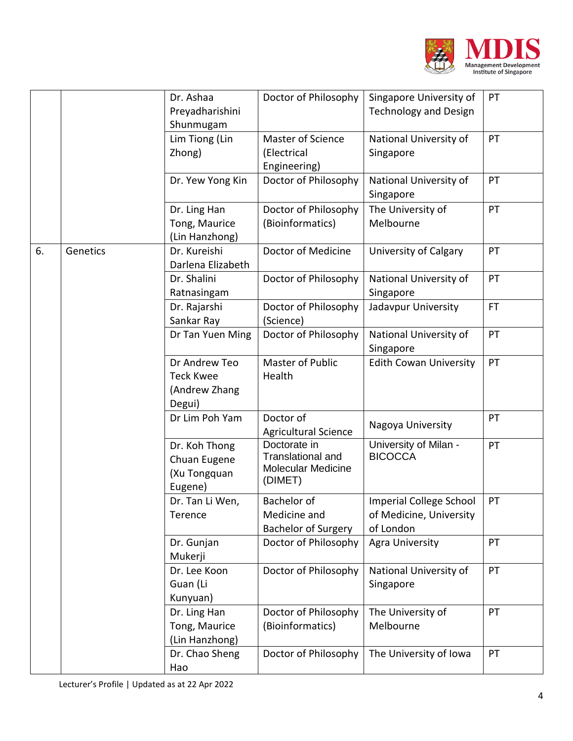| | | Dr. Ashaa Preyadharishini Shunmugam | Doctor of Philosophy | Singapore University of Technology and Design | PT |
|---|---|---|---|---|---|
| | | Lim Tiong (Lin Zhong) | Master of Science (Electrical Engineering) | National University of Singapore | PT |
| | | Dr. Yew Yong Kin | Doctor of Philosophy | National University of Singapore | PT |
| | | Dr. Ling Han Tong, Maurice (Lin Hanzhong) | Doctor of Philosophy (Bioinformatics) | The University of Melbourne | PT |
| 6. | Genetics | Dr. Kureishi Darlena Elizabeth | Doctor of Medicine | University of Calgary | PT |
| | | Dr. Shalini Ratnasingam | Doctor of Philosophy | National University of Singapore | PT |
| | | Dr. Rajarshi Sankar Ray | Doctor of Philosophy (Science) | Jadavpur University | FT |
| | | Dr Tan Yuen Ming | Doctor of Philosophy | National University of Singapore | PT |
| | | Dr Andrew Teo Teck Kwee (Andrew Zhang Degui) | Master of Public Health | Edith Cowan University | PT |
| | | Dr Lim Poh Yam | Doctor of Agricultural Science | Nagoya University | PT |
| | | Dr. Koh Thong Chuan Eugene (Xu Tongquan Eugene) | Doctorate in Translational and Molecular Medicine (DIMET) | University of Milan - BICOCCA | PT |
| | | Dr. Tan Li Wen, Terence | Bachelor of Medicine and Bachelor of Surgery | Imperial College School of Medicine, University of London | PT |
| | | Dr. Gunjan Mukerji | Doctor of Philosophy | Agra University | PT |
| | | Dr. Lee Koon Guan (Li Kunyuan) | Doctor of Philosophy | National University of Singapore | PT |
| | | Dr. Ling Han Tong, Maurice (Lin Hanzhong) | Doctor of Philosophy (Bioinformatics) | The University of Melbourne | PT |
| | | Dr. Chao Sheng Hao | Doctor of Philosophy | The University of Iowa | PT |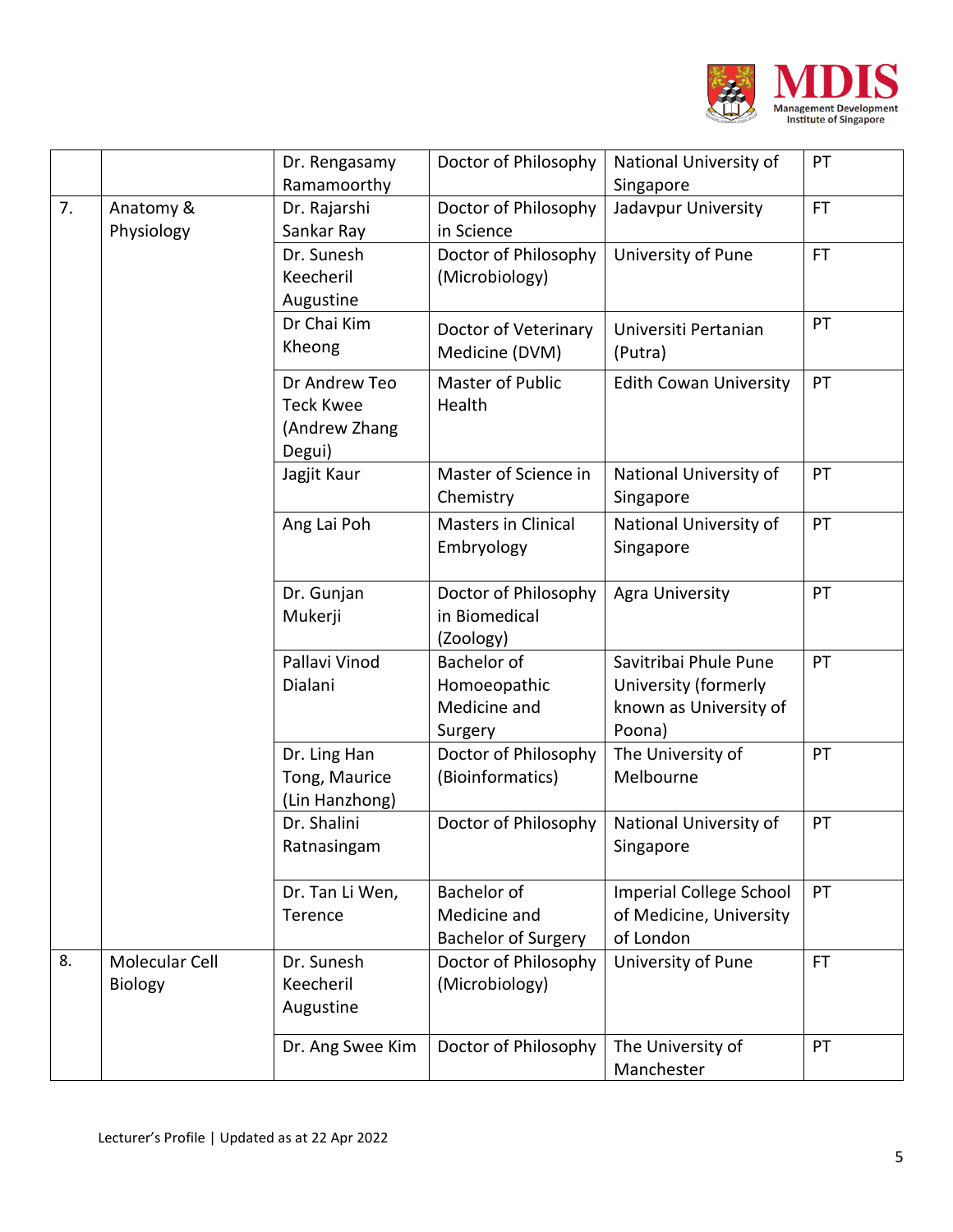| | | Dr. Rengasamy Ramamoorthy | Doctor of Philosophy | National University of Singapore | PT |
|---|---|---|---|---|---|
| 7. | Anatomy & Physiology | Dr. Rajarshi Sankar Ray | Doctor of Philosophy in Science | Jadavpur University | FT |
| | | Dr. Sunesh Keecheril Augustine | Doctor of Philosophy (Microbiology) | University of Pune | FT |
| | | Dr Chai Kim Kheong | Doctor of Veterinary Medicine (DVM) | Universiti Pertanian (Putra) | PT |
| | | Dr Andrew Teo Teck Kwee (Andrew Zhang Degui) | Master of Public Health | Edith Cowan University | PT |
| | | Jagjit Kaur | Master of Science in Chemistry | National University of Singapore | PT |
| | | Ang Lai Poh | Masters in Clinical Embryology | National University of Singapore | PT |
| | | Dr. Gunjan Mukerji | Doctor of Philosophy in Biomedical (Zoology) | Agra University | PT |
| | | Pallavi Vinod Dialani | Bachelor of Homoeopathic Medicine and Surgery | Savitribai Phule Pune University (formerly known as University of Poona) | PT |
| | | Dr. Ling Han Tong, Maurice (Lin Hanzhong) | Doctor of Philosophy (Bioinformatics) | The University of Melbourne | PT |
| | | Dr. Shalini Ratnasingam | Doctor of Philosophy | National University of Singapore | PT |
| | | Dr. Tan Li Wen, Terence | Bachelor of Medicine and Bachelor of Surgery | Imperial College School of Medicine, University of London | PT |
| 8. | Molecular Cell Biology | Dr. Sunesh Keecheril Augustine | Doctor of Philosophy (Microbiology) | University of Pune | FT |
| | | Dr. Ang Swee Kim | Doctor of Philosophy | The University of Manchester | PT |

Lecturer's Profile | Updated as at 22 Apr 2022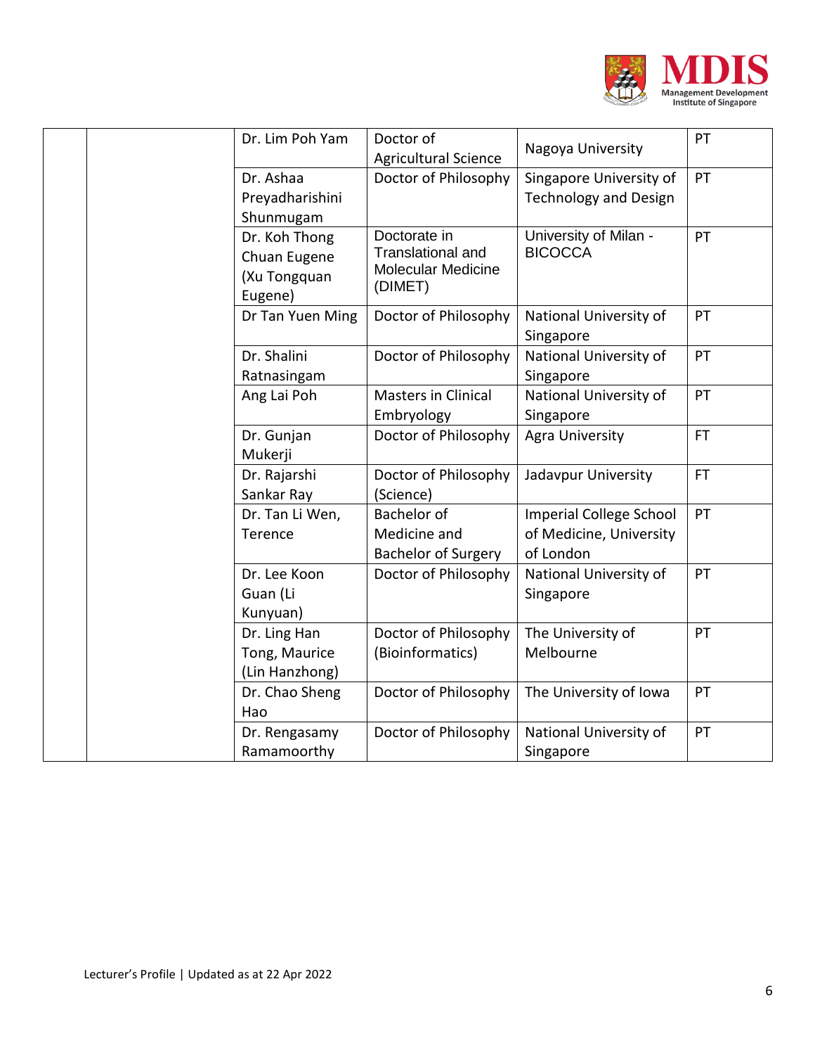| | | | | | |
|---|---|---|---|---|---|
| | | Dr. Lim Poh Yam | Doctor of Agricultural Science | Nagoya University | PT |
| | | Dr. Ashaa Preyadharishini Shunmugam | Doctor of Philosophy | Singapore University of Technology and Design | PT |
| | | Dr. Koh Thong Chuan Eugene (Xu Tongquan Eugene) | Doctorate in Translational and Molecular Medicine (DIMET) | University of Milan - BICOCCA | PT |
| | | Dr Tan Yuen Ming | Doctor of Philosophy | National University of Singapore | PT |
| | | Dr. Shalini Ratnasingam | Doctor of Philosophy | National University of Singapore | PT |
| | | Ang Lai Poh | Masters in Clinical Embryology | National University of Singapore | PT |
| | | Dr. Gunjan Mukerji | Doctor of Philosophy | Agra University | FT |
| | | Dr. Rajarshi Sankar Ray | Doctor of Philosophy (Science) | Jadavpur University | FT |
| | | Dr. Tan Li Wen, Terence | Bachelor of Medicine and Bachelor of Surgery | Imperial College School of Medicine, University of London | PT |
| | | Dr. Lee Koon Guan (Li Kunyuan) | Doctor of Philosophy | National University of Singapore | PT |
| | | Dr. Ling Han Tong, Maurice (Lin Hanzhong) | Doctor of Philosophy (Bioinformatics) | The University of Melbourne | PT |
| | | Dr. Chao Sheng Hao | Doctor of Philosophy | The University of Iowa | PT |
| | | Dr. Rengasamy Ramamoorthy | Doctor of Philosophy | National University of Singapore | PT |